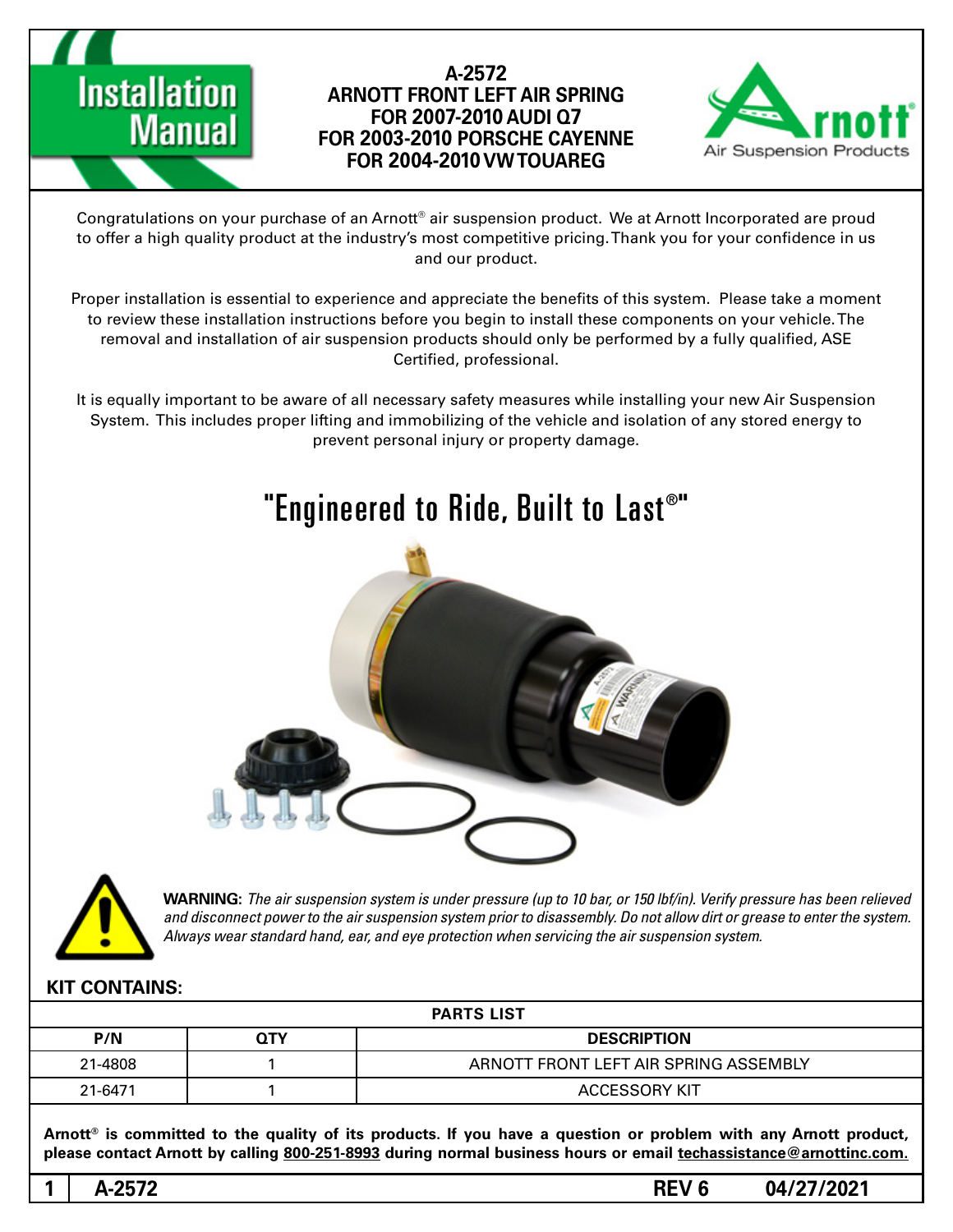# A-2572
## ARNOTT FRONT LEFT AIR SPRING
## FOR 2007-2010 AUDI Q7
## FOR 2003-2010 PORSCHE CAYENNE
## FOR 2004-2010 VW TOUAREG

Congratulations on your purchase of an Arnott® air suspension product. We at Arnott Incorporated are proud to offer a high quality product at the industry's most competitive pricing. Thank you for your confidence in us and our product.

Proper installation is essential to experience and appreciate the benefits of this system. Please take a moment to review these installation instructions before you begin to install these components on your vehicle. The removal and installation of air suspension products should only be performed by a fully qualified, ASE Certified, professional.

It is equally important to be aware of all necessary safety measures while installing your new Air Suspension System. This includes proper lifting and immobilizing of the vehicle and isolation of any stored energy to prevent personal injury or property damage.

## "Engineered to Ride, Built to Last®"

**WARNING:** *The air suspension system is under pressure (up to 10 bar, or 150 lbf/in). Verify pressure has been relieved and disconnect power to the air suspension system prior to disassembly. Do not allow dirt or grease to enter the system. Always wear standard hand, ear, and eye protection when servicing the air suspension system.*

**KIT CONTAINS:**

| PARTS LIST | | |
|---|---|---|
| **P/N** | **QTY** | **DESCRIPTION** |
| 21-4808 | 1 | ARNOTT FRONT LEFT AIR SPRING ASSEMBLY |
| 21-6471 | 1 | ACCESSORY KIT |

**Arnott® is committed to the quality of its products. If you have a question or problem with any Arnott product, please contact Arnott by calling 800-251-8993 during normal business hours or email techassistance@arnottinc.com.**

**A-2572 REV 6 04/27/2021**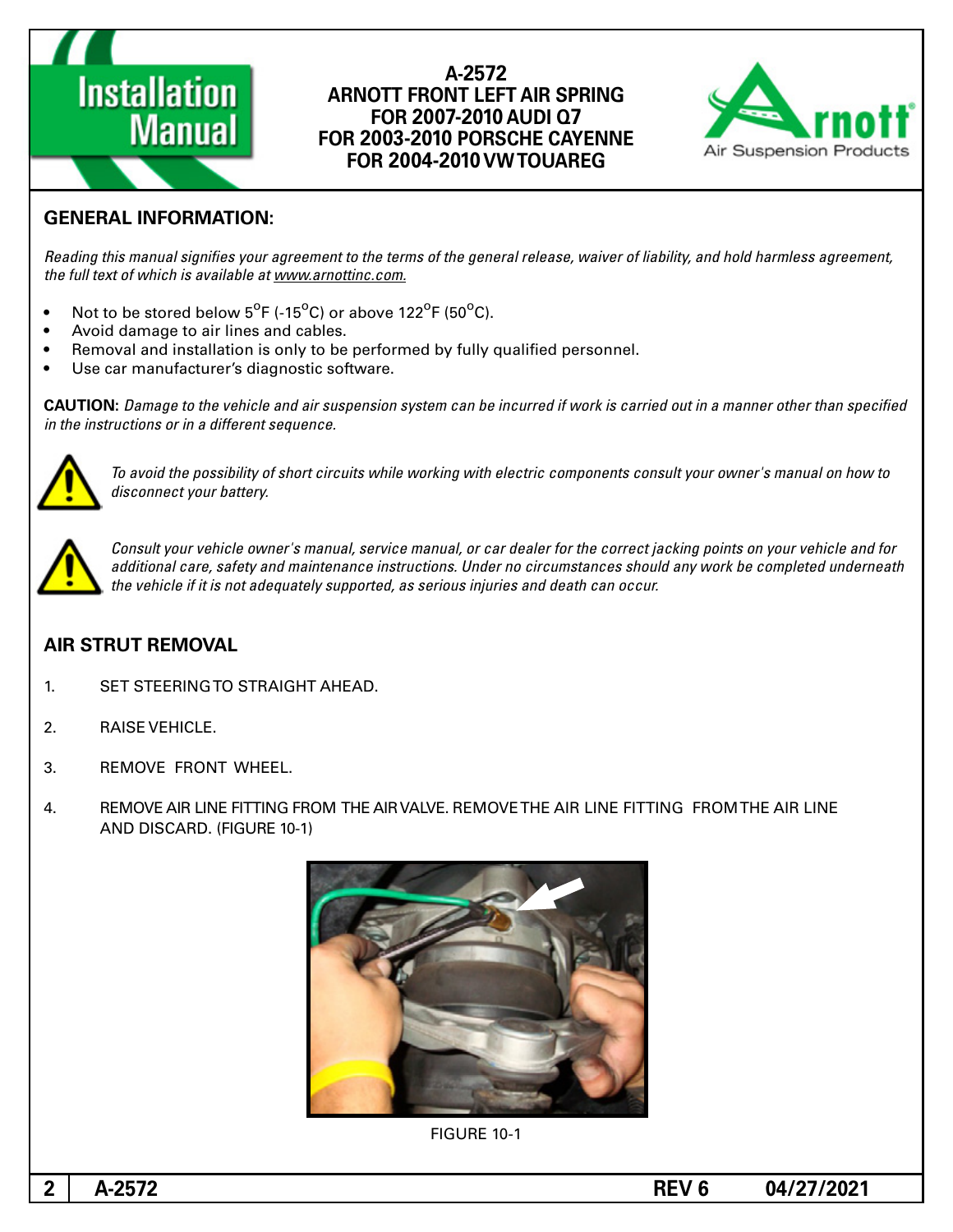# A-2572
# ARNOTT FRONT LEFT AIR SPRING
# FOR 2007-2010 AUDI Q7
# FOR 2003-2010 PORSCHE CAYENNE
# FOR 2004-2010 VW TOUAREG

## GENERAL INFORMATION:

*Reading this manual signifies your agreement to the terms of the general release, waiver of liability, and hold harmless agreement, the full text of which is available at www.arnottinc.com.*

- Not to be stored below 5°F (-15°C) or above 122°F (50°C).
- Avoid damage to air lines and cables.
- Removal and installation is only to be performed by fully qualified personnel.
- Use car manufacturer's diagnostic software.

**CAUTION:** *Damage to the vehicle and air suspension system can be incurred if work is carried out in a manner other than specified in the instructions or in a different sequence.*

*To avoid the possibility of short circuits while working with electric components consult your owner's manual on how to disconnect your battery.*

*Consult your vehicle owner's manual, service manual, or car dealer for the correct jacking points on your vehicle and for additional care, safety and maintenance instructions. Under no circumstances should any work be completed underneath the vehicle if it is not adequately supported, as serious injuries and death can occur.*

## AIR STRUT REMOVAL

1. SET STEERING TO STRAIGHT AHEAD.
2. RAISE VEHICLE.
3. REMOVE FRONT WHEEL.
4. REMOVE AIR LINE FITTING FROM THE AIR VALVE. REMOVE THE AIR LINE FITTING FROM THE AIR LINE AND DISCARD. (FIGURE 10-1)

FIGURE 10-1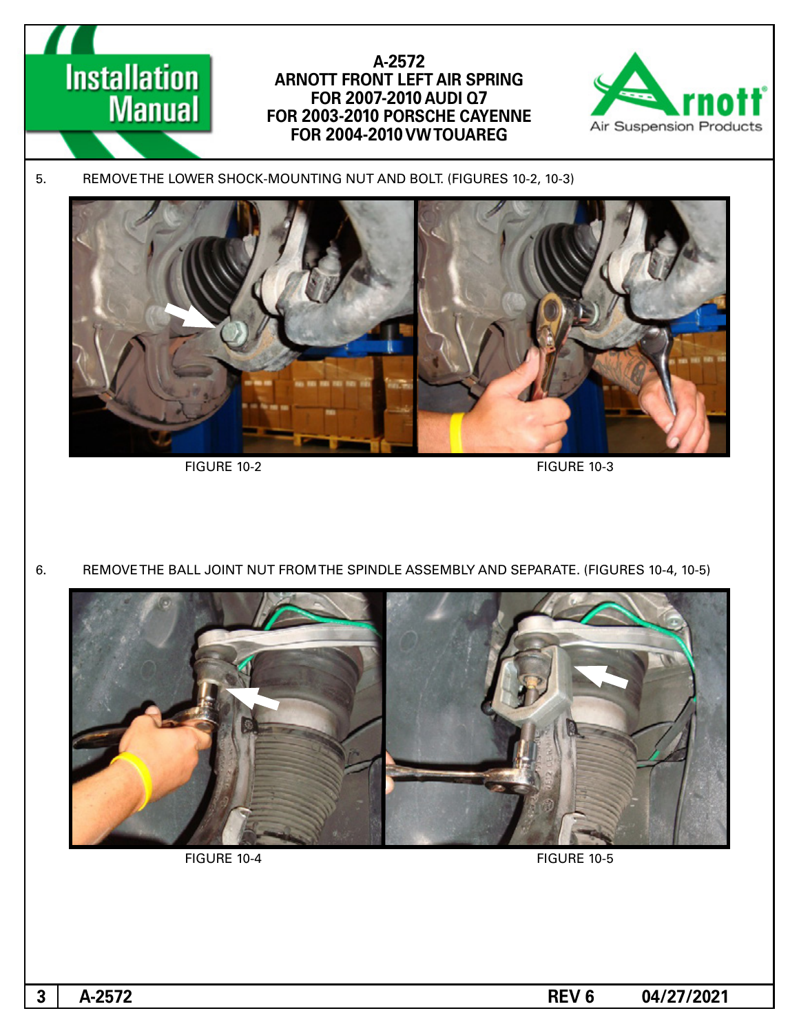5. REMOVE THE LOWER SHOCK-MOUNTING NUT AND BOLT. (FIGURES 10-2, 10-3)

FIGURE 10-2

FIGURE 10-3

6. REMOVE THE BALL JOINT NUT FROM THE SPINDLE ASSEMBLY AND SEPARATE. (FIGURES 10-4, 10-5)

FIGURE 10-4

FIGURE 10-5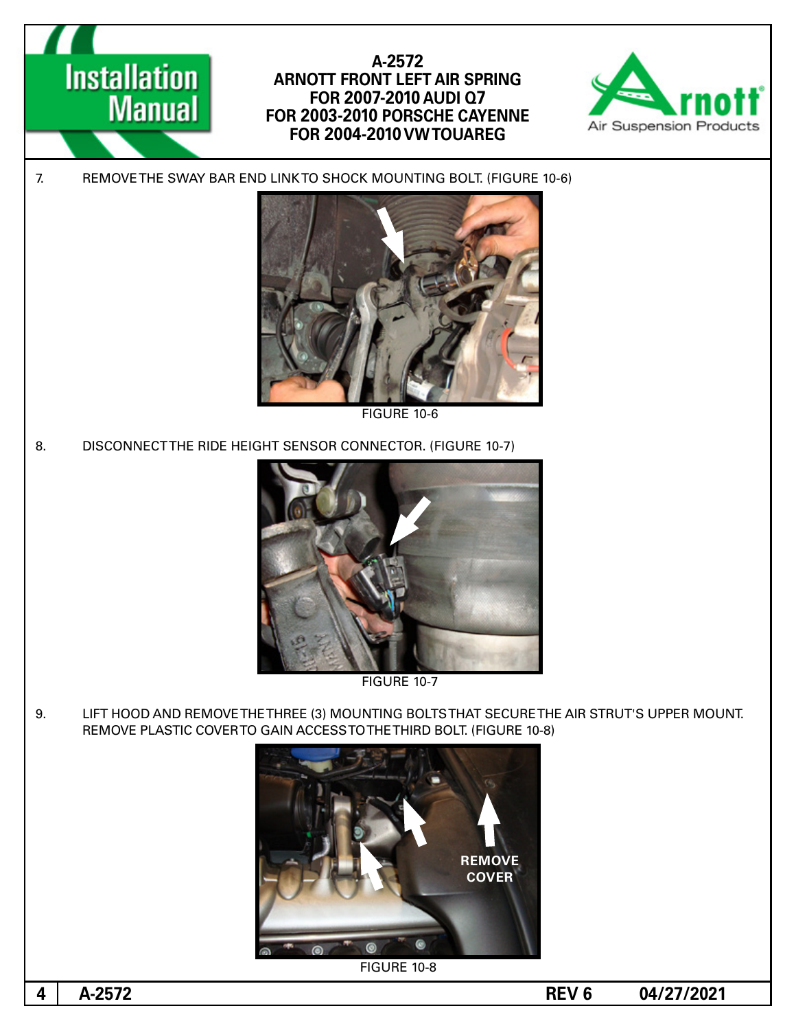7. REMOVE THE SWAY BAR END LINK TO SHOCK MOUNTING BOLT. (FIGURE 10-6)

FIGURE 10-6

8. DISCONNECT THE RIDE HEIGHT SENSOR CONNECTOR. (FIGURE 10-7)

FIGURE 10-7

9. LIFT HOOD AND REMOVE THE THREE (3) MOUNTING BOLTS THAT SECURE THE AIR STRUT'S UPPER MOUNT. REMOVE PLASTIC COVER TO GAIN ACCESS TO THE THIRD BOLT. (FIGURE 10-8)

FIGURE 10-8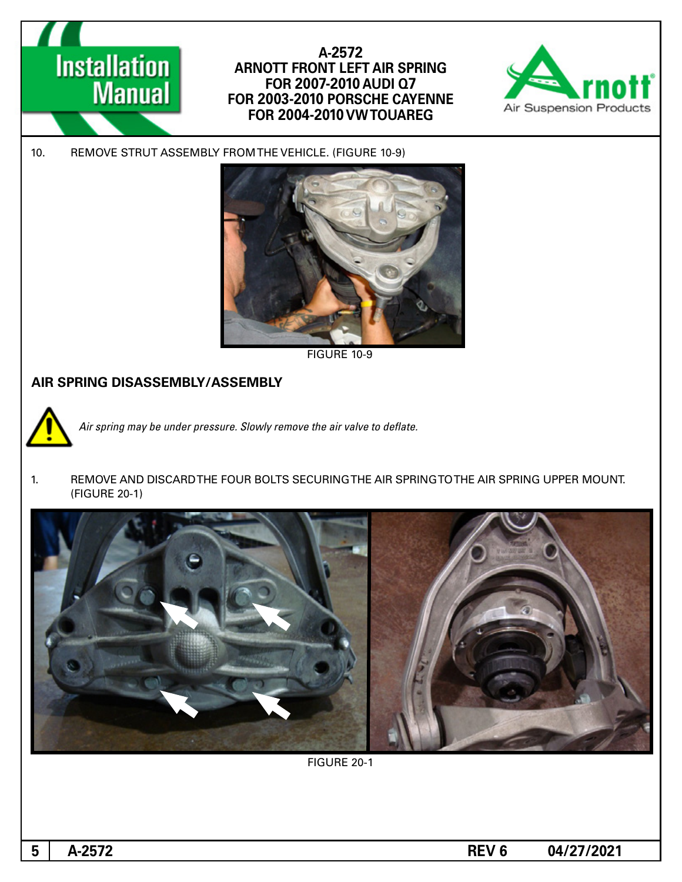10. REMOVE STRUT ASSEMBLY FROM THE VEHICLE. (FIGURE 10-9)

FIGURE 10-9

## AIR SPRING DISASSEMBLY/ASSEMBLY

*Air spring may be under pressure. Slowly remove the air valve to deflate.*

1. REMOVE AND DISCARD THE FOUR BOLTS SECURING THE AIR SPRING TO THE AIR SPRING UPPER MOUNT. (FIGURE 20-1)

FIGURE 20-1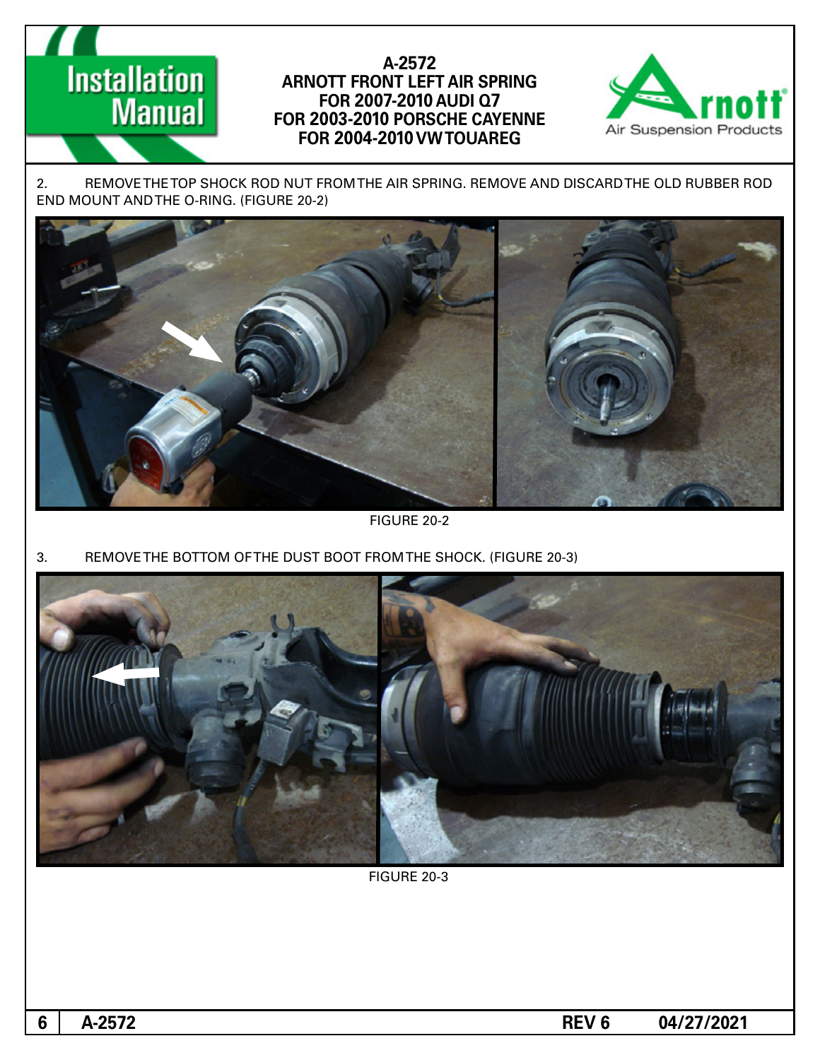2. REMOVE THE TOP SHOCK ROD NUT FROM THE AIR SPRING. REMOVE AND DISCARD THE OLD RUBBER ROD END MOUNT AND THE O-RING. (FIGURE 20-2)

FIGURE 20-2

3. REMOVE THE BOTTOM OF THE DUST BOOT FROM THE SHOCK. (FIGURE 20-3)

FIGURE 20-3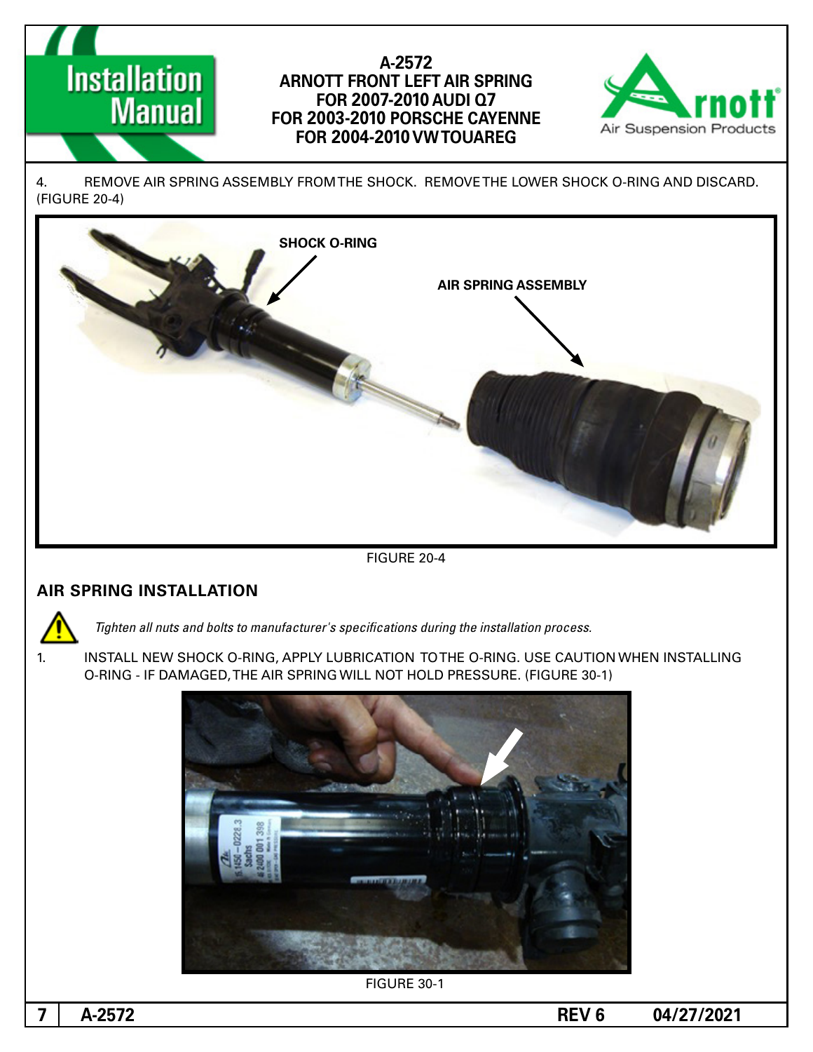4. REMOVE AIR SPRING ASSEMBLY FROM THE SHOCK. REMOVE THE LOWER SHOCK O-RING AND DISCARD. (FIGURE 20-4)

SHOCK O-RING

AIR SPRING ASSEMBLY

FIGURE 20-4

## AIR SPRING INSTALLATION

*Tighten all nuts and bolts to manufacturer's specifications during the installation process.*

1. INSTALL NEW SHOCK O-RING, APPLY LUBRICATION TO THE O-RING. USE CAUTION WHEN INSTALLING O-RING - IF DAMAGED, THE AIR SPRING WILL NOT HOLD PRESSURE. (FIGURE 30-1)

FIGURE 30-1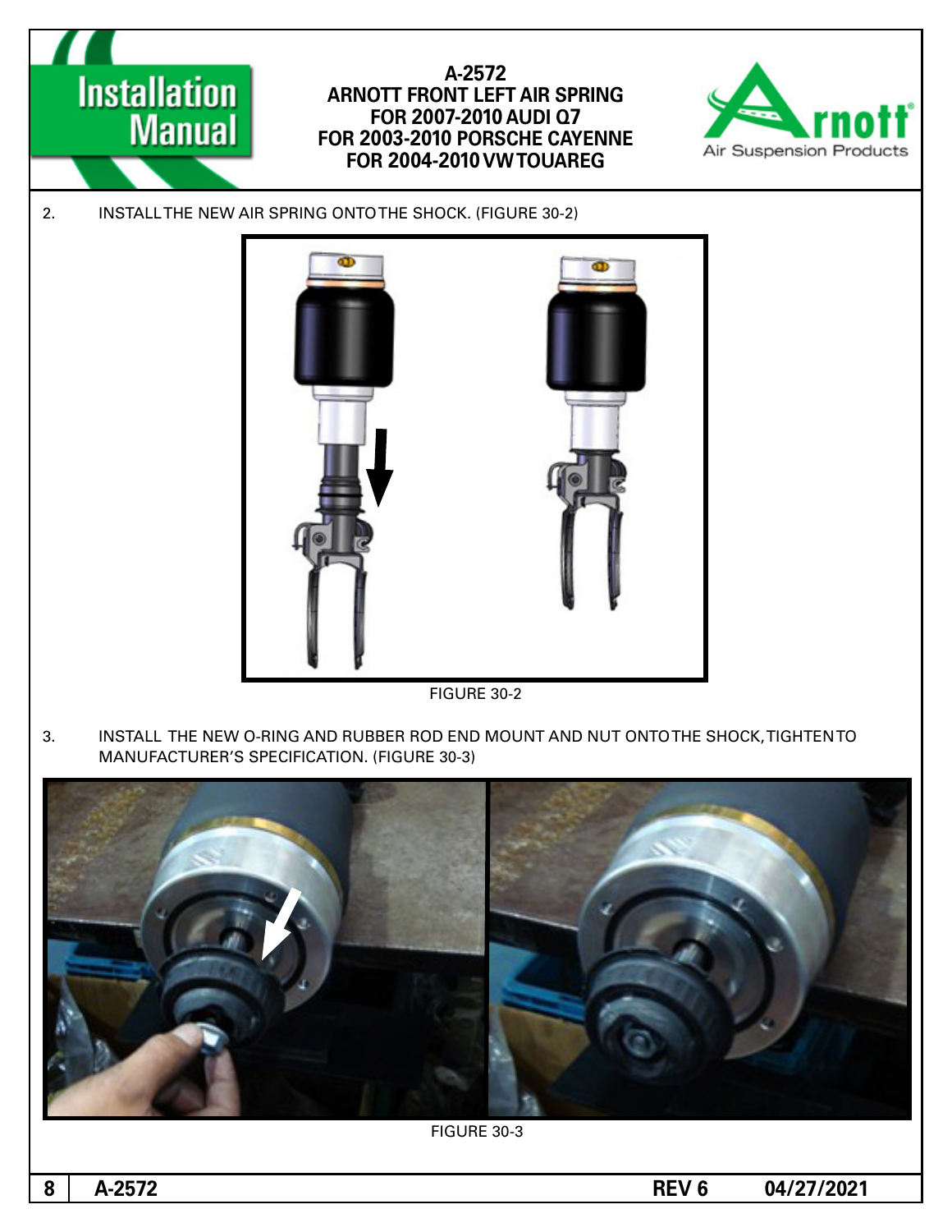2. INSTALL THE NEW AIR SPRING ONTO THE SHOCK. (FIGURE 30-2)

FIGURE 30-2

3. INSTALL THE NEW O-RING AND RUBBER ROD END MOUNT AND NUT ONTO THE SHOCK, TIGHTEN TO MANUFACTURER'S SPECIFICATION. (FIGURE 30-3)

FIGURE 30-3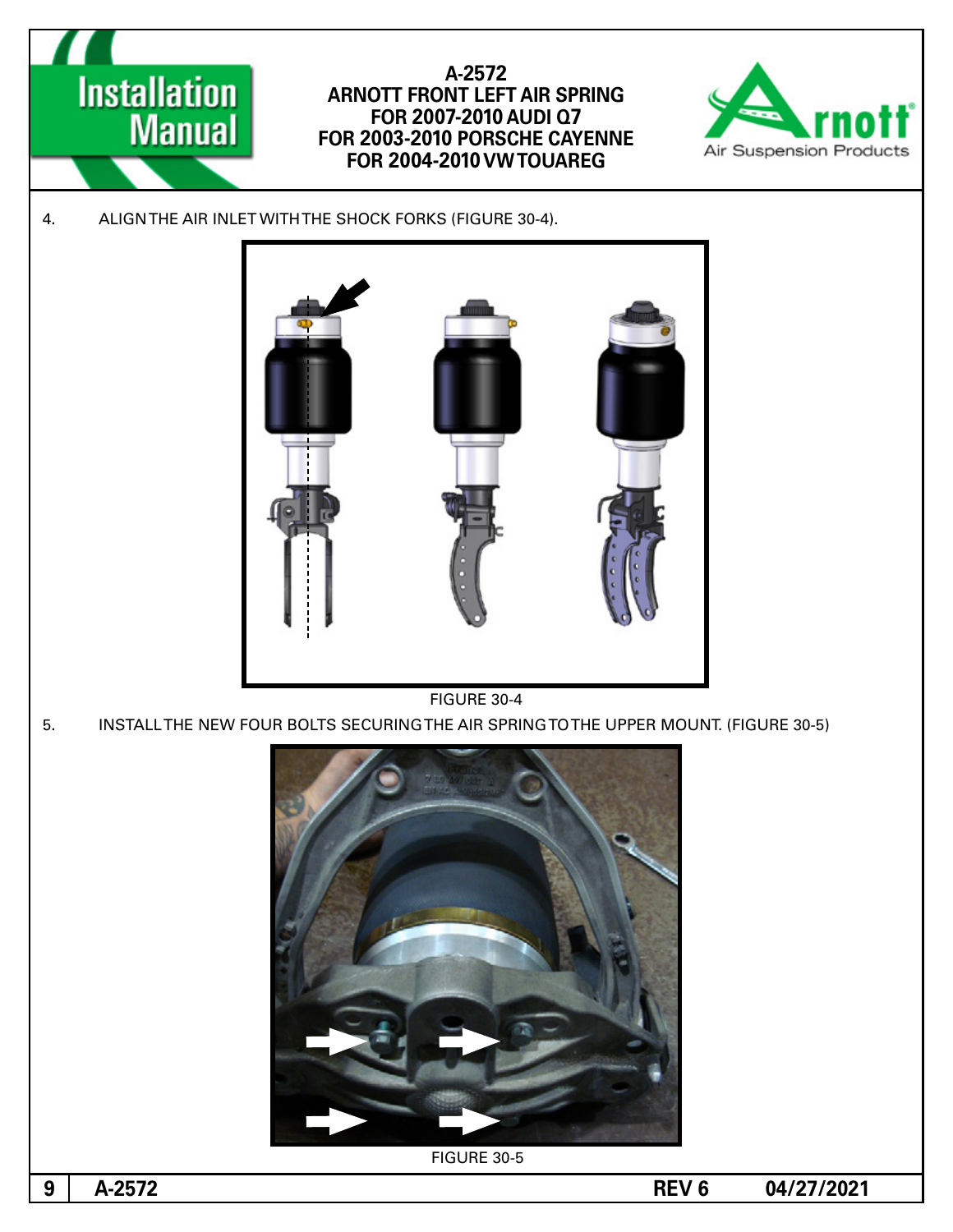4. ALIGN THE AIR INLET WITH THE SHOCK FORKS (FIGURE 30-4).

FIGURE 30-4

5. INSTALL THE NEW FOUR BOLTS SECURING THE AIR SPRING TO THE UPPER MOUNT. (FIGURE 30-5)

FIGURE 30-5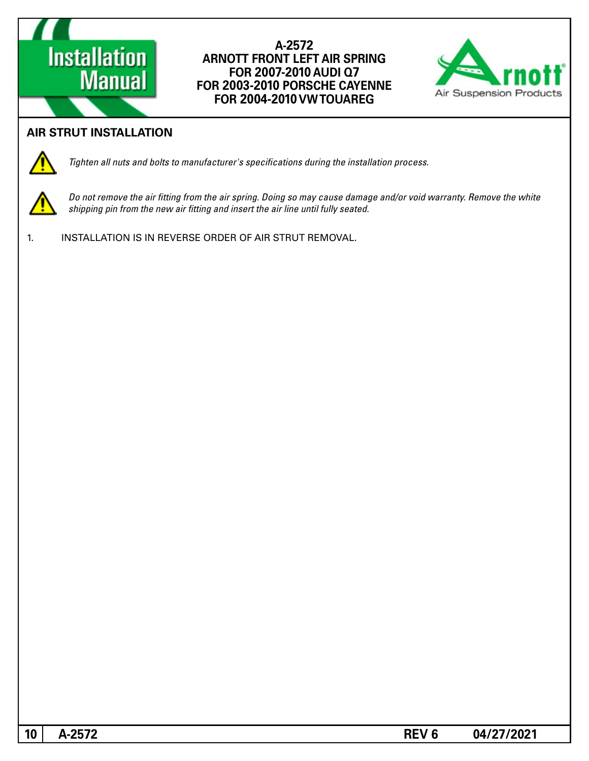# A-2572
# ARNOTT FRONT LEFT AIR SPRING
# FOR 2007-2010 AUDI Q7
# FOR 2003-2010 PORSCHE CAYENNE
# FOR 2004-2010 VW TOUAREG

## AIR STRUT INSTALLATION

*Tighten all nuts and bolts to manufacturer's specifications during the installation process.*

*Do not remove the air fitting from the air spring. Doing so may cause damage and/or void warranty. Remove the white shipping pin from the new air fitting and insert the air line until fully seated.*

1. INSTALLATION IS IN REVERSE ORDER OF AIR STRUT REMOVAL.